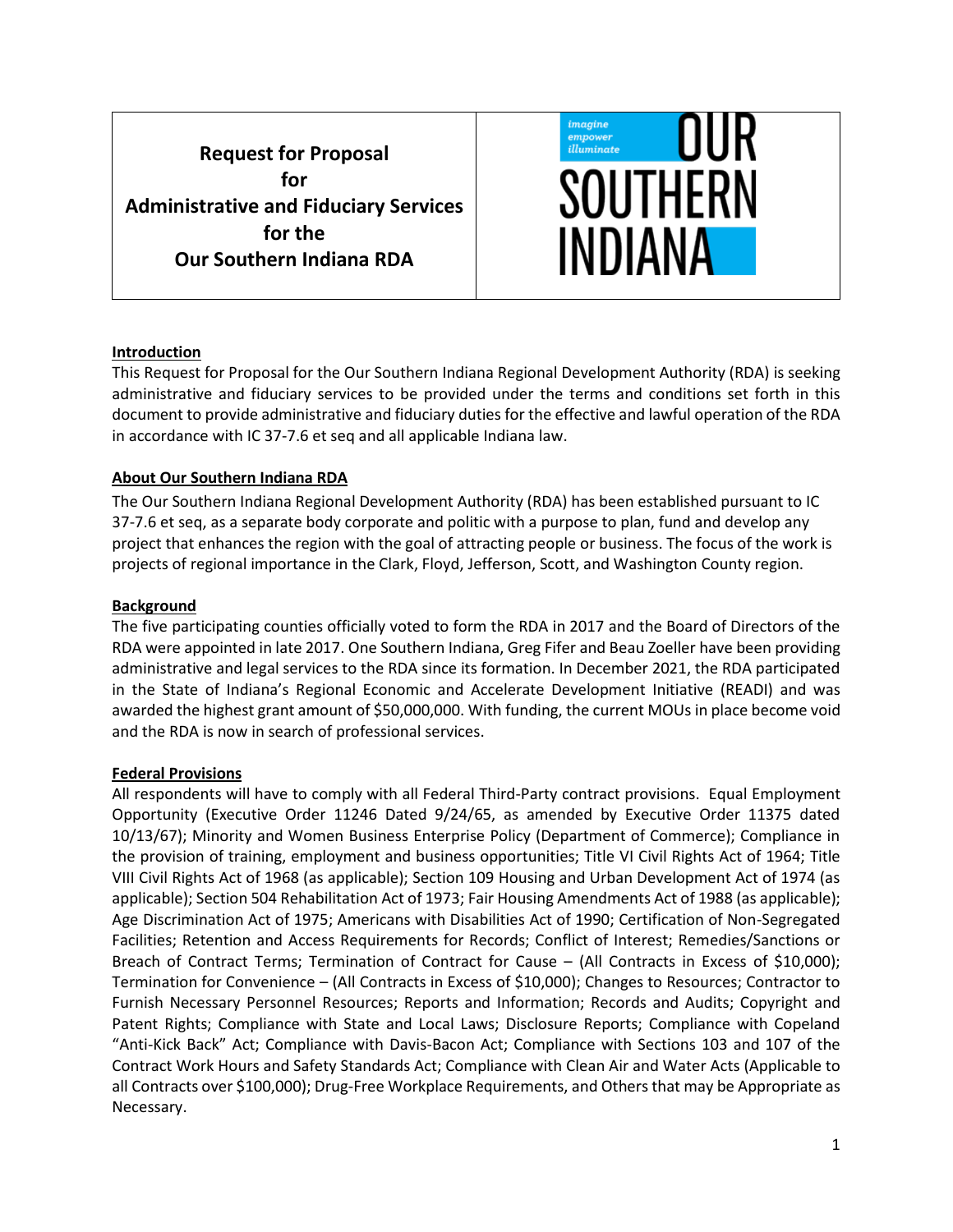# Request for Proposal for Administrative and Fiduciary Services for the Our Southern Indiana RDA

imagine
empower
illuminate

OUR SOUTHERN INDIANA

## Introduction

This Request for Proposal for the Our Southern Indiana Regional Development Authority (RDA) is seeking administrative and fiduciary services to be provided under the terms and conditions set forth in this document to provide administrative and fiduciary duties for the effective and lawful operation of the RDA in accordance with IC 37-7.6 et seq and all applicable Indiana law.

## About Our Southern Indiana RDA

The Our Southern Indiana Regional Development Authority (RDA) has been established pursuant to IC 37-7.6 et seq, as a separate body corporate and politic with a purpose to plan, fund and develop any project that enhances the region with the goal of attracting people or business. The focus of the work is projects of regional importance in the Clark, Floyd, Jefferson, Scott, and Washington County region.

## Background

The five participating counties officially voted to form the RDA in 2017 and the Board of Directors of the RDA were appointed in late 2017. One Southern Indiana, Greg Fifer and Beau Zoeller have been providing administrative and legal services to the RDA since its formation. In December 2021, the RDA participated in the State of Indiana's Regional Economic and Accelerate Development Initiative (READI) and was awarded the highest grant amount of $50,000,000. With funding, the current MOUs in place become void and the RDA is now in search of professional services.

## Federal Provisions

All respondents will have to comply with all Federal Third-Party contract provisions. Equal Employment Opportunity (Executive Order 11246 Dated 9/24/65, as amended by Executive Order 11375 dated 10/13/67); Minority and Women Business Enterprise Policy (Department of Commerce); Compliance in the provision of training, employment and business opportunities; Title VI Civil Rights Act of 1964; Title VIII Civil Rights Act of 1968 (as applicable); Section 109 Housing and Urban Development Act of 1974 (as applicable); Section 504 Rehabilitation Act of 1973; Fair Housing Amendments Act of 1988 (as applicable); Age Discrimination Act of 1975; Americans with Disabilities Act of 1990; Certification of Non-Segregated Facilities; Retention and Access Requirements for Records; Conflict of Interest; Remedies/Sanctions or Breach of Contract Terms; Termination of Contract for Cause – (All Contracts in Excess of $10,000); Termination for Convenience – (All Contracts in Excess of $10,000); Changes to Resources; Contractor to Furnish Necessary Personnel Resources; Reports and Information; Records and Audits; Copyright and Patent Rights; Compliance with State and Local Laws; Disclosure Reports; Compliance with Copeland "Anti-Kick Back" Act; Compliance with Davis-Bacon Act; Compliance with Sections 103 and 107 of the Contract Work Hours and Safety Standards Act; Compliance with Clean Air and Water Acts (Applicable to all Contracts over $100,000); Drug-Free Workplace Requirements, and Others that may be Appropriate as Necessary.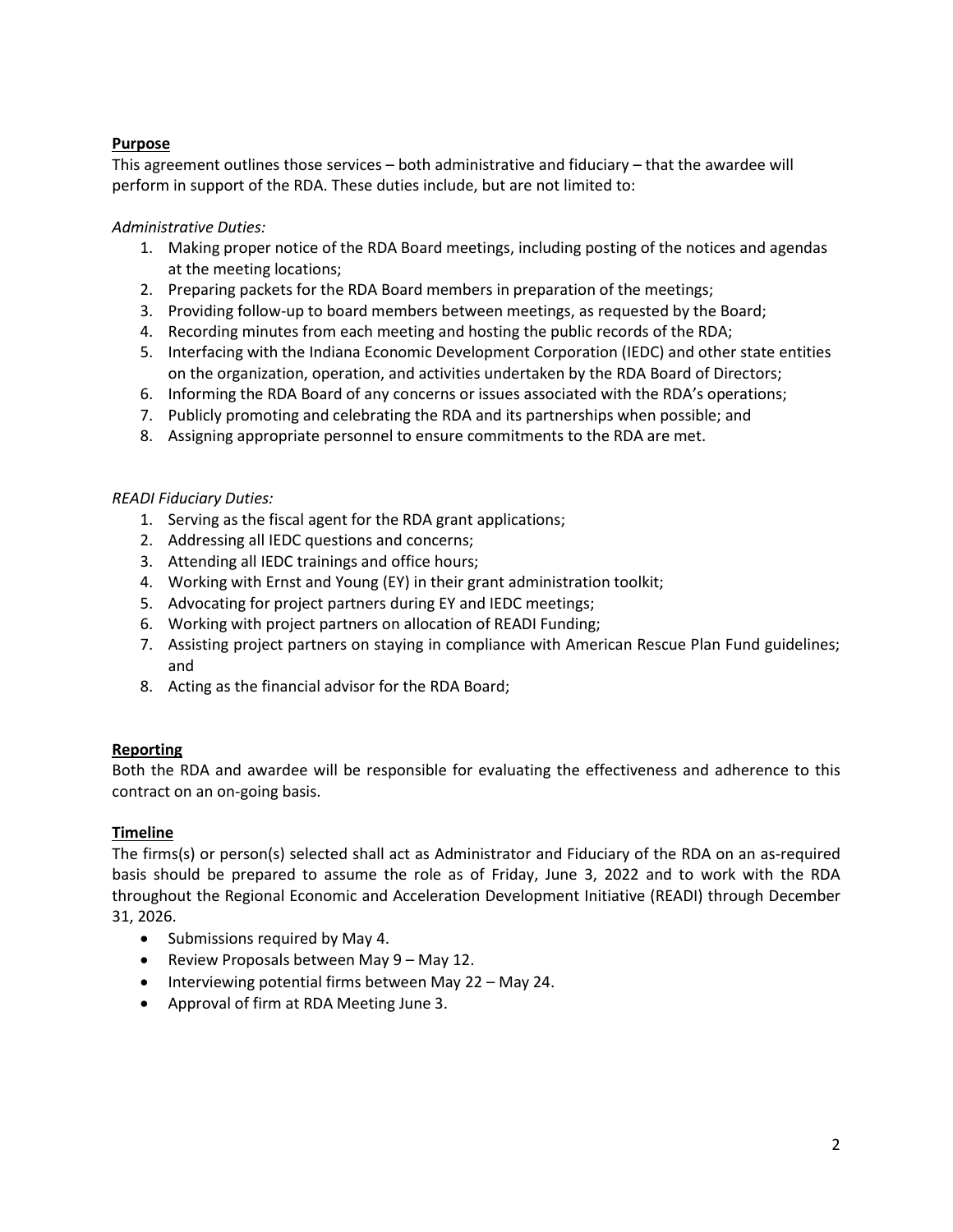**Purpose**

This agreement outlines those services – both administrative and fiduciary – that the awardee will perform in support of the RDA. These duties include, but are not limited to:

*Administrative Duties:*

1. Making proper notice of the RDA Board meetings, including posting of the notices and agendas at the meeting locations;
2. Preparing packets for the RDA Board members in preparation of the meetings;
3. Providing follow-up to board members between meetings, as requested by the Board;
4. Recording minutes from each meeting and hosting the public records of the RDA;
5. Interfacing with the Indiana Economic Development Corporation (IEDC) and other state entities on the organization, operation, and activities undertaken by the RDA Board of Directors;
6. Informing the RDA Board of any concerns or issues associated with the RDA's operations;
7. Publicly promoting and celebrating the RDA and its partnerships when possible; and
8. Assigning appropriate personnel to ensure commitments to the RDA are met.

*READI Fiduciary Duties:*

1. Serving as the fiscal agent for the RDA grant applications;
2. Addressing all IEDC questions and concerns;
3. Attending all IEDC trainings and office hours;
4. Working with Ernst and Young (EY) in their grant administration toolkit;
5. Advocating for project partners during EY and IEDC meetings;
6. Working with project partners on allocation of READI Funding;
7. Assisting project partners on staying in compliance with American Rescue Plan Fund guidelines; and
8. Acting as the financial advisor for the RDA Board;

**Reporting**

Both the RDA and awardee will be responsible for evaluating the effectiveness and adherence to this contract on an on-going basis.

**Timeline**

The firms(s) or person(s) selected shall act as Administrator and Fiduciary of the RDA on an as-required basis should be prepared to assume the role as of Friday, June 3, 2022 and to work with the RDA throughout the Regional Economic and Acceleration Development Initiative (READI) through December 31, 2026.

- Submissions required by May 4.
- Review Proposals between May 9 – May 12.
- Interviewing potential firms between May 22 – May 24.
- Approval of firm at RDA Meeting June 3.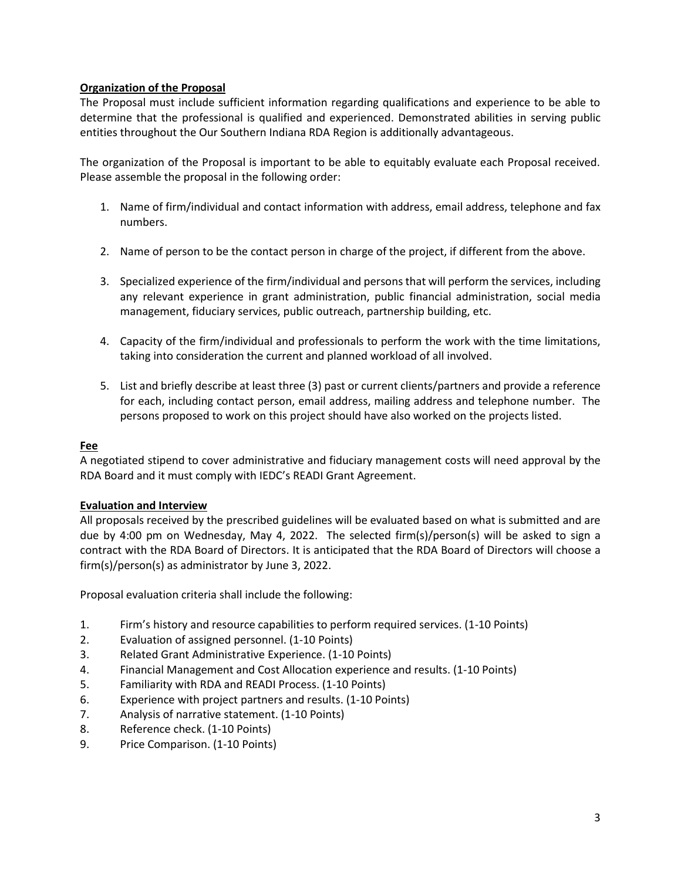**Organization of the Proposal**

The Proposal must include sufficient information regarding qualifications and experience to be able to determine that the professional is qualified and experienced. Demonstrated abilities in serving public entities throughout the Our Southern Indiana RDA Region is additionally advantageous.

The organization of the Proposal is important to be able to equitably evaluate each Proposal received. Please assemble the proposal in the following order:

1. Name of firm/individual and contact information with address, email address, telephone and fax numbers.
2. Name of person to be the contact person in charge of the project, if different from the above.
3. Specialized experience of the firm/individual and persons that will perform the services, including any relevant experience in grant administration, public financial administration, social media management, fiduciary services, public outreach, partnership building, etc.
4. Capacity of the firm/individual and professionals to perform the work with the time limitations, taking into consideration the current and planned workload of all involved.
5. List and briefly describe at least three (3) past or current clients/partners and provide a reference for each, including contact person, email address, mailing address and telephone number. The persons proposed to work on this project should have also worked on the projects listed.

**Fee**

A negotiated stipend to cover administrative and fiduciary management costs will need approval by the RDA Board and it must comply with IEDC's READI Grant Agreement.

**Evaluation and Interview**

All proposals received by the prescribed guidelines will be evaluated based on what is submitted and are due by 4:00 pm on Wednesday, May 4, 2022. The selected firm(s)/person(s) will be asked to sign a contract with the RDA Board of Directors. It is anticipated that the RDA Board of Directors will choose a firm(s)/person(s) as administrator by June 3, 2022.

Proposal evaluation criteria shall include the following:

1. Firm's history and resource capabilities to perform required services. (1-10 Points)
2. Evaluation of assigned personnel. (1-10 Points)
3. Related Grant Administrative Experience. (1-10 Points)
4. Financial Management and Cost Allocation experience and results. (1-10 Points)
5. Familiarity with RDA and READI Process. (1-10 Points)
6. Experience with project partners and results. (1-10 Points)
7. Analysis of narrative statement. (1-10 Points)
8. Reference check. (1-10 Points)
9. Price Comparison. (1-10 Points)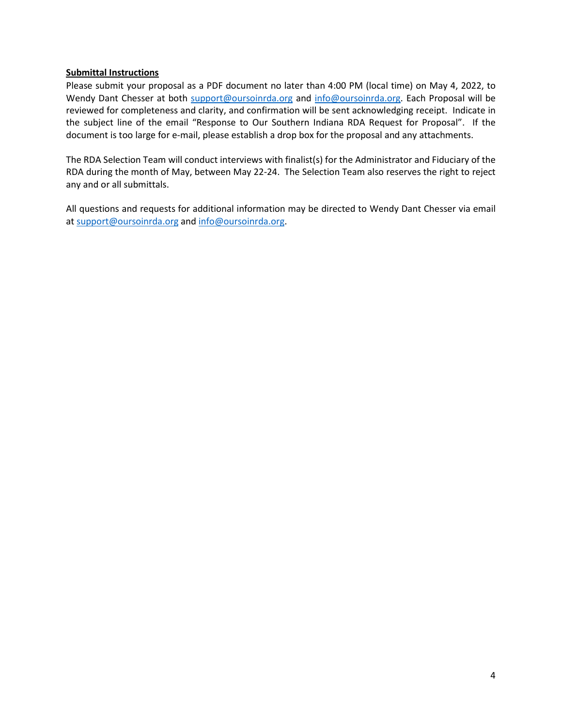**Submittal Instructions**

Please submit your proposal as a PDF document no later than 4:00 PM (local time) on May 4, 2022, to Wendy Dant Chesser at both support@oursoinrda.org and info@oursoinrda.org. Each Proposal will be reviewed for completeness and clarity, and confirmation will be sent acknowledging receipt. Indicate in the subject line of the email "Response to Our Southern Indiana RDA Request for Proposal". If the document is too large for e-mail, please establish a drop box for the proposal and any attachments.

The RDA Selection Team will conduct interviews with finalist(s) for the Administrator and Fiduciary of the RDA during the month of May, between May 22-24. The Selection Team also reserves the right to reject any and or all submittals.

All questions and requests for additional information may be directed to Wendy Dant Chesser via email at support@oursoinrda.org and info@oursoinrda.org.